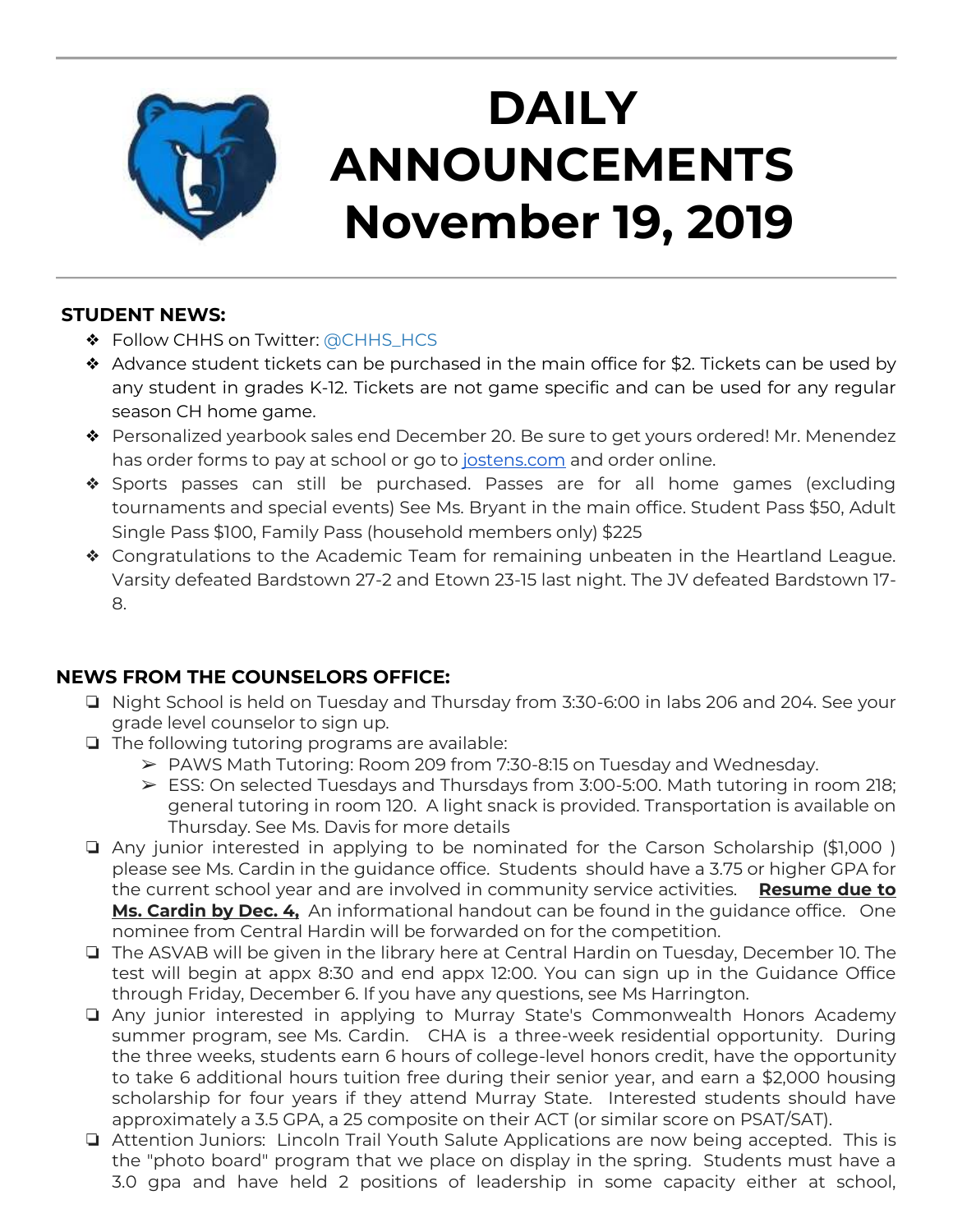# DAILY ANNOUNCEMENTS November 19, 2019

## STUDENT NEWS:

- Follow CHHS on Twitter: @CHHS_HCS
- Advance student tickets can be purchased in the main office for $2. Tickets can be used by any student in grades K-12. Tickets are not game specific and can be used for any regular season CH home game.
- Personalized yearbook sales end December 20. Be sure to get yours ordered! Mr. Menendez has order forms to pay at school or go to jostens.com and order online.
- Sports passes can still be purchased. Passes are for all home games (excluding tournaments and special events) See Ms. Bryant in the main office. Student Pass $50, Adult Single Pass $100, Family Pass (household members only) $225
- Congratulations to the Academic Team for remaining unbeaten in the Heartland League. Varsity defeated Bardstown 27-2 and Etown 23-15 last night. The JV defeated Bardstown 17-8.

## NEWS FROM THE COUNSELORS OFFICE:

- Night School is held on Tuesday and Thursday from 3:30-6:00 in labs 206 and 204. See your grade level counselor to sign up.
- The following tutoring programs are available:
  - PAWS Math Tutoring: Room 209 from 7:30-8:15 on Tuesday and Wednesday.
  - ESS: On selected Tuesdays and Thursdays from 3:00-5:00. Math tutoring in room 218; general tutoring in room 120. A light snack is provided. Transportation is available on Thursday. See Ms. Davis for more details
- Any junior interested in applying to be nominated for the Carson Scholarship ($1,000 ) please see Ms. Cardin in the guidance office. Students should have a 3.75 or higher GPA for the current school year and are involved in community service activities. **Resume due to Ms. Cardin by Dec. 4,** An informational handout can be found in the guidance office. One nominee from Central Hardin will be forwarded on for the competition.
- The ASVAB will be given in the library here at Central Hardin on Tuesday, December 10. The test will begin at appx 8:30 and end appx 12:00. You can sign up in the Guidance Office through Friday, December 6. If you have any questions, see Ms Harrington.
- Any junior interested in applying to Murray State's Commonwealth Honors Academy summer program, see Ms. Cardin. CHA is a three-week residential opportunity. During the three weeks, students earn 6 hours of college-level honors credit, have the opportunity to take 6 additional hours tuition free during their senior year, and earn a $2,000 housing scholarship for four years if they attend Murray State. Interested students should have approximately a 3.5 GPA, a 25 composite on their ACT (or similar score on PSAT/SAT).
- Attention Juniors: Lincoln Trail Youth Salute Applications are now being accepted. This is the "photo board" program that we place on display in the spring. Students must have a 3.0 gpa and have held 2 positions of leadership in some capacity either at school,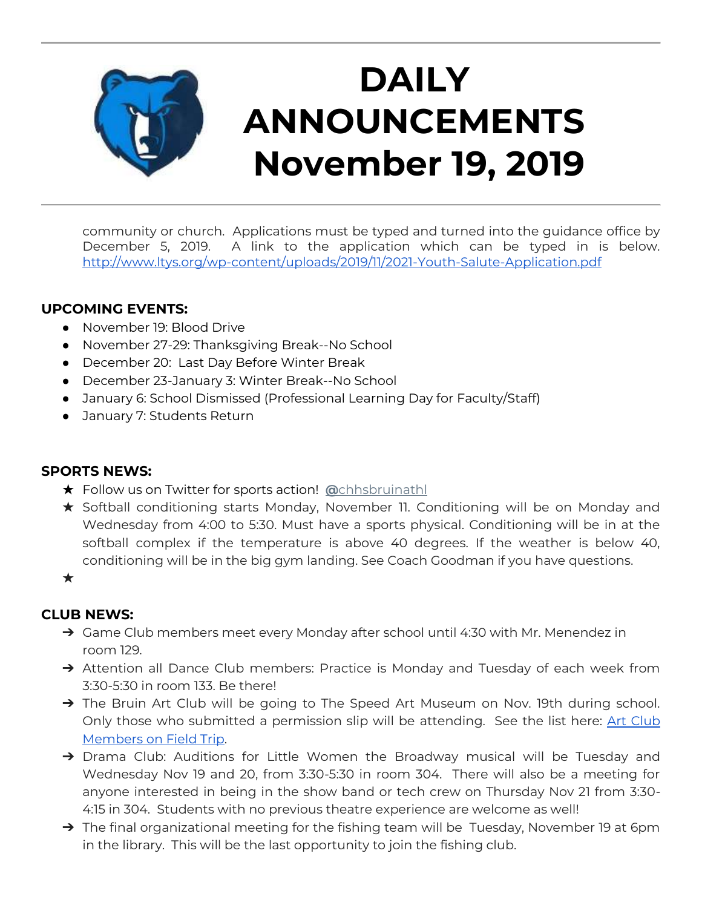# DAILY ANNOUNCEMENTS November 19, 2019

community or church. Applications must be typed and turned into the guidance office by December 5, 2019. A link to the application which can be typed in is below. http://www.ltys.org/wp-content/uploads/2019/11/2021-Youth-Salute-Application.pdf

**UPCOMING EVENTS:**

- November 19: Blood Drive
- November 27-29: Thanksgiving Break--No School
- December 20: Last Day Before Winter Break
- December 23-January 3: Winter Break--No School
- January 6: School Dismissed (Professional Learning Day for Faculty/Staff)
- January 7: Students Return

**SPORTS NEWS:**

- Follow us on Twitter for sports action! @chhsbruinathl
- Softball conditioning starts Monday, November 11. Conditioning will be on Monday and Wednesday from 4:00 to 5:30. Must have a sports physical. Conditioning will be in at the softball complex if the temperature is above 40 degrees. If the weather is below 40, conditioning will be in the big gym landing. See Coach Goodman if you have questions.
- 

**CLUB NEWS:**

- Game Club members meet every Monday after school until 4:30 with Mr. Menendez in room 129.
- Attention all Dance Club members: Practice is Monday and Tuesday of each week from 3:30-5:30 in room 133. Be there!
- The Bruin Art Club will be going to The Speed Art Museum on Nov. 19th during school. Only those who submitted a permission slip will be attending. See the list here: Art Club Members on Field Trip.
- Drama Club: Auditions for Little Women the Broadway musical will be Tuesday and Wednesday Nov 19 and 20, from 3:30-5:30 in room 304. There will also be a meeting for anyone interested in being in the show band or tech crew on Thursday Nov 21 from 3:30-4:15 in 304. Students with no previous theatre experience are welcome as well!
- The final organizational meeting for the fishing team will be Tuesday, November 19 at 6pm in the library. This will be the last opportunity to join the fishing club.